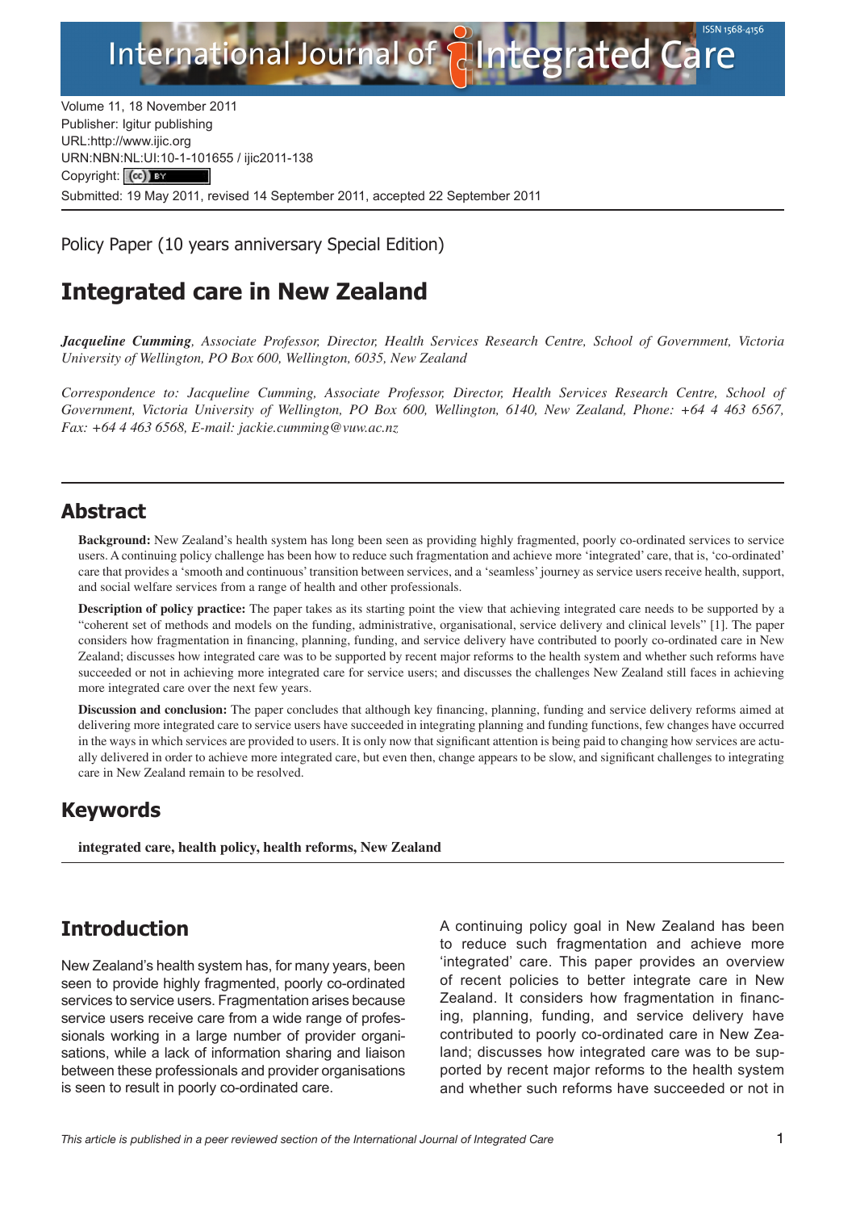Volume 11, 18 November 2011
Publisher: Igitur publishing
URL:http://www.ijic.org
URN:NBN:NL:UI:10-1-101655 / ijic2011-138
Copyright: (cc) BY
Submitted: 19 May 2011, revised 14 September 2011, accepted 22 September 2011

Policy Paper (10 years anniversary Special Edition)

# Integrated care in New Zealand

***Jacqueline Cumming**, Associate Professor, Director, Health Services Research Centre, School of Government, Victoria University of Wellington, PO Box 600, Wellington, 6035, New Zealand*

*Correspondence to: Jacqueline Cumming, Associate Professor, Director, Health Services Research Centre, School of Government, Victoria University of Wellington, PO Box 600, Wellington, 6140, New Zealand, Phone: +64 4 463 6567, Fax: +64 4 463 6568, E-mail: jackie.cumming@vuw.ac.nz*

## Abstract

**Background:** New Zealand's health system has long been seen as providing highly fragmented, poorly co-ordinated services to service users. A continuing policy challenge has been how to reduce such fragmentation and achieve more 'integrated' care, that is, 'co-ordinated' care that provides a 'smooth and continuous' transition between services, and a 'seamless' journey as service users receive health, support, and social welfare services from a range of health and other professionals.

**Description of policy practice:** The paper takes as its starting point the view that achieving integrated care needs to be supported by a "coherent set of methods and models on the funding, administrative, organisational, service delivery and clinical levels" [1]. The paper considers how fragmentation in financing, planning, funding, and service delivery have contributed to poorly co-ordinated care in New Zealand; discusses how integrated care was to be supported by recent major reforms to the health system and whether such reforms have succeeded or not in achieving more integrated care for service users; and discusses the challenges New Zealand still faces in achieving more integrated care over the next few years.

**Discussion and conclusion:** The paper concludes that although key financing, planning, funding and service delivery reforms aimed at delivering more integrated care to service users have succeeded in integrating planning and funding functions, few changes have occurred in the ways in which services are provided to users. It is only now that significant attention is being paid to changing how services are actually delivered in order to achieve more integrated care, but even then, change appears to be slow, and significant challenges to integrating care in New Zealand remain to be resolved.

## Keywords

**integrated care, health policy, health reforms, New Zealand**

## Introduction

New Zealand's health system has, for many years, been seen to provide highly fragmented, poorly co-ordinated services to service users. Fragmentation arises because service users receive care from a wide range of professionals working in a large number of provider organisations, while a lack of information sharing and liaison between these professionals and provider organisations is seen to result in poorly co-ordinated care.

A continuing policy goal in New Zealand has been to reduce such fragmentation and achieve more 'integrated' care. This paper provides an overview of recent policies to better integrate care in New Zealand. It considers how fragmentation in financing, planning, funding, and service delivery have contributed to poorly co-ordinated care in New Zealand; discusses how integrated care was to be supported by recent major reforms to the health system and whether such reforms have succeeded or not in

*This article is published in a peer reviewed section of the International Journal of Integrated Care*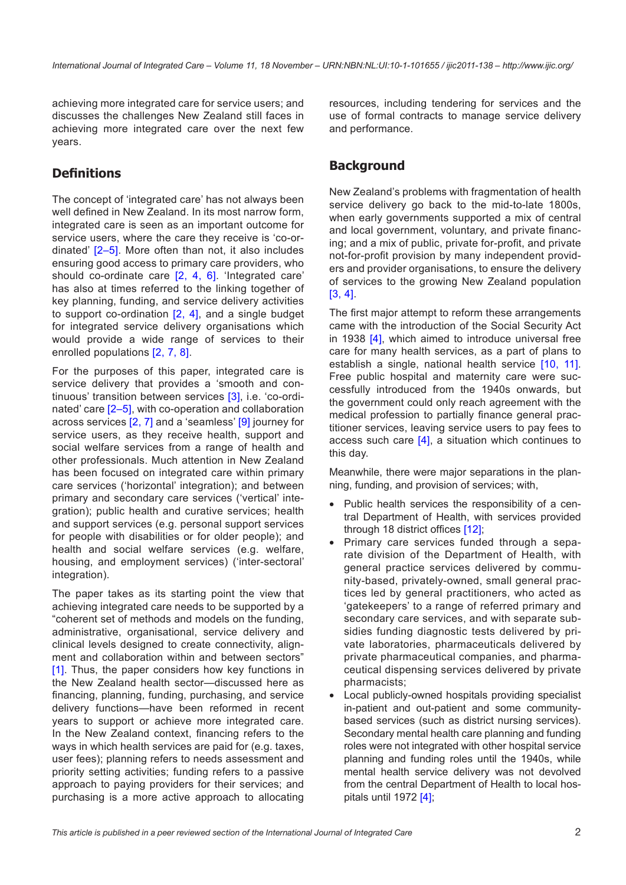achieving more integrated care for service users; and discusses the challenges New Zealand still faces in achieving more integrated care over the next few years.

## Definitions

The concept of 'integrated care' has not always been well defined in New Zealand. In its most narrow form, integrated care is seen as an important outcome for service users, where the care they receive is 'co-ordinated' [2–5]. More often than not, it also includes ensuring good access to primary care providers, who should co-ordinate care [2, 4, 6]. 'Integrated care' has also at times referred to the linking together of key planning, funding, and service delivery activities to support co-ordination [2, 4], and a single budget for integrated service delivery organisations which would provide a wide range of services to their enrolled populations [2, 7, 8].

For the purposes of this paper, integrated care is service delivery that provides a 'smooth and continuous' transition between services [3], i.e. 'co-ordinated' care [2–5], with co-operation and collaboration across services [2, 7] and a 'seamless' [9] journey for service users, as they receive health, support and social welfare services from a range of health and other professionals. Much attention in New Zealand has been focused on integrated care within primary care services ('horizontal' integration); and between primary and secondary care services ('vertical' integration); public health and curative services; health and support services (e.g. personal support services for people with disabilities or for older people); and health and social welfare services (e.g. welfare, housing, and employment services) ('inter-sectoral' integration).

The paper takes as its starting point the view that achieving integrated care needs to be supported by a "coherent set of methods and models on the funding, administrative, organisational, service delivery and clinical levels designed to create connectivity, alignment and collaboration within and between sectors" [1]. Thus, the paper considers how key functions in the New Zealand health sector—discussed here as financing, planning, funding, purchasing, and service delivery functions—have been reformed in recent years to support or achieve more integrated care. In the New Zealand context, financing refers to the ways in which health services are paid for (e.g. taxes, user fees); planning refers to needs assessment and priority setting activities; funding refers to a passive approach to paying providers for their services; and purchasing is a more active approach to allocating resources, including tendering for services and the use of formal contracts to manage service delivery and performance.

## Background

New Zealand's problems with fragmentation of health service delivery go back to the mid-to-late 1800s, when early governments supported a mix of central and local government, voluntary, and private financing; and a mix of public, private for-profit, and private not-for-profit provision by many independent providers and provider organisations, to ensure the delivery of services to the growing New Zealand population [3, 4].

The first major attempt to reform these arrangements came with the introduction of the Social Security Act in 1938 [4], which aimed to introduce universal free care for many health services, as a part of plans to establish a single, national health service [10, 11]. Free public hospital and maternity care were successfully introduced from the 1940s onwards, but the government could only reach agreement with the medical profession to partially finance general practitioner services, leaving service users to pay fees to access such care [4], a situation which continues to this day.

Meanwhile, there were major separations in the planning, funding, and provision of services; with,

- Public health services the responsibility of a central Department of Health, with services provided through 18 district offices [12];
- Primary care services funded through a separate division of the Department of Health, with general practice services delivered by community-based, privately-owned, small general practices led by general practitioners, who acted as 'gatekeepers' to a range of referred primary and secondary care services, and with separate subsidies funding diagnostic tests delivered by private laboratories, pharmaceuticals delivered by private pharmaceutical companies, and pharmaceutical dispensing services delivered by private pharmacists;
- Local publicly-owned hospitals providing specialist in-patient and out-patient and some community-based services (such as district nursing services). Secondary mental health care planning and funding roles were not integrated with other hospital service planning and funding roles until the 1940s, while mental health service delivery was not devolved from the central Department of Health to local hospitals until 1972 [4];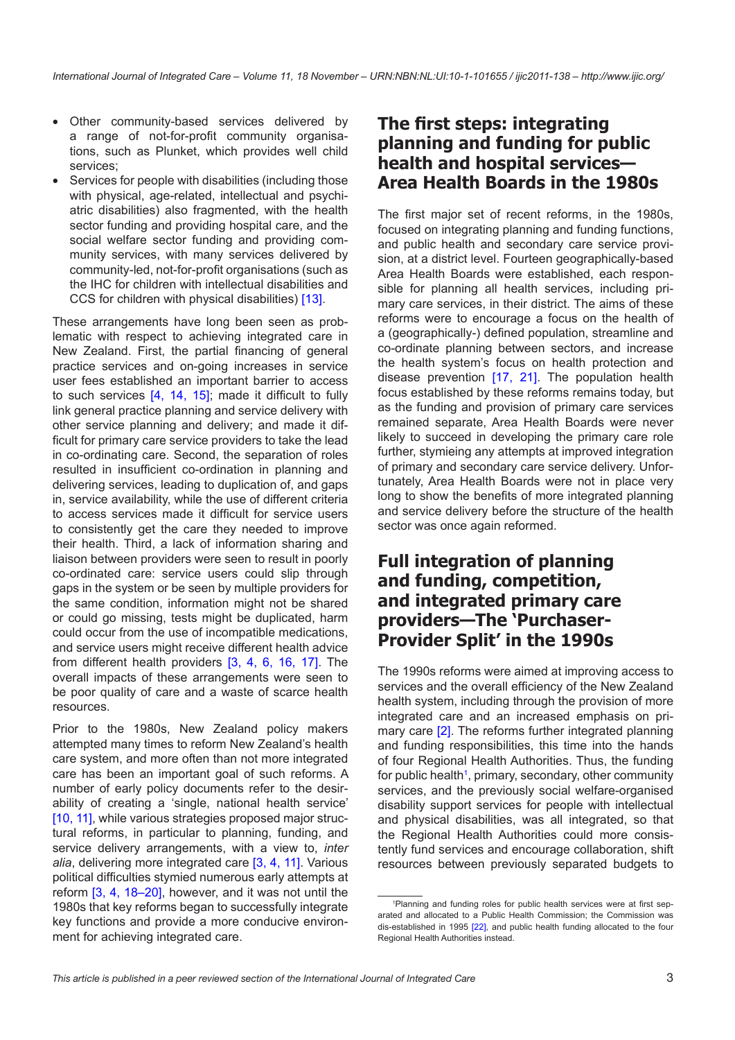- Other community-based services delivered by a range of not-for-profit community organisations, such as Plunket, which provides well child services;
- Services for people with disabilities (including those with physical, age-related, intellectual and psychiatric disabilities) also fragmented, with the health sector funding and providing hospital care, and the social welfare sector funding and providing community services, with many services delivered by community-led, not-for-profit organisations (such as the IHC for children with intellectual disabilities and CCS for children with physical disabilities) [13].

These arrangements have long been seen as problematic with respect to achieving integrated care in New Zealand. First, the partial financing of general practice services and on-going increases in service user fees established an important barrier to access to such services [4, 14, 15]; made it difficult to fully link general practice planning and service delivery with other service planning and delivery; and made it difficult for primary care service providers to take the lead in co-ordinating care. Second, the separation of roles resulted in insufficient co-ordination in planning and delivering services, leading to duplication of, and gaps in, service availability, while the use of different criteria to access services made it difficult for service users to consistently get the care they needed to improve their health. Third, a lack of information sharing and liaison between providers were seen to result in poorly co-ordinated care: service users could slip through gaps in the system or be seen by multiple providers for the same condition, information might not be shared or could go missing, tests might be duplicated, harm could occur from the use of incompatible medications, and service users might receive different health advice from different health providers [3, 4, 6, 16, 17]. The overall impacts of these arrangements were seen to be poor quality of care and a waste of scarce health resources.

Prior to the 1980s, New Zealand policy makers attempted many times to reform New Zealand's health care system, and more often than not more integrated care has been an important goal of such reforms. A number of early policy documents refer to the desirability of creating a 'single, national health service' [10, 11], while various strategies proposed major structural reforms, in particular to planning, funding, and service delivery arrangements, with a view to, *inter alia*, delivering more integrated care [3, 4, 11]. Various political difficulties stymied numerous early attempts at reform [3, 4, 18–20], however, and it was not until the 1980s that key reforms began to successfully integrate key functions and provide a more conducive environment for achieving integrated care.

## The first steps: integrating planning and funding for public health and hospital services—Area Health Boards in the 1980s

The first major set of recent reforms, in the 1980s, focused on integrating planning and funding functions, and public health and secondary care service provision, at a district level. Fourteen geographically-based Area Health Boards were established, each responsible for planning all health services, including primary care services, in their district. The aims of these reforms were to encourage a focus on the health of a (geographically-) defined population, streamline and co-ordinate planning between sectors, and increase the health system's focus on health protection and disease prevention [17, 21]. The population health focus established by these reforms remains today, but as the funding and provision of primary care services remained separate, Area Health Boards were never likely to succeed in developing the primary care role further, stymieing any attempts at improved integration of primary and secondary care service delivery. Unfortunately, Area Health Boards were not in place very long to show the benefits of more integrated planning and service delivery before the structure of the health sector was once again reformed.

## Full integration of planning and funding, competition, and integrated primary care providers—The 'Purchaser-Provider Split' in the 1990s

The 1990s reforms were aimed at improving access to services and the overall efficiency of the New Zealand health system, including through the provision of more integrated care and an increased emphasis on primary care [2]. The reforms further integrated planning and funding responsibilities, this time into the hands of four Regional Health Authorities. Thus, the funding for public health[1], primary, secondary, other community services, and the previously social welfare-organised disability support services for people with intellectual and physical disabilities, was all integrated, so that the Regional Health Authorities could more consistently fund services and encourage collaboration, shift resources between previously separated budgets to

[1]Planning and funding roles for public health services were at first separated and allocated to a Public Health Commission; the Commission was dis-established in 1995 [22], and public health funding allocated to the four Regional Health Authorities instead.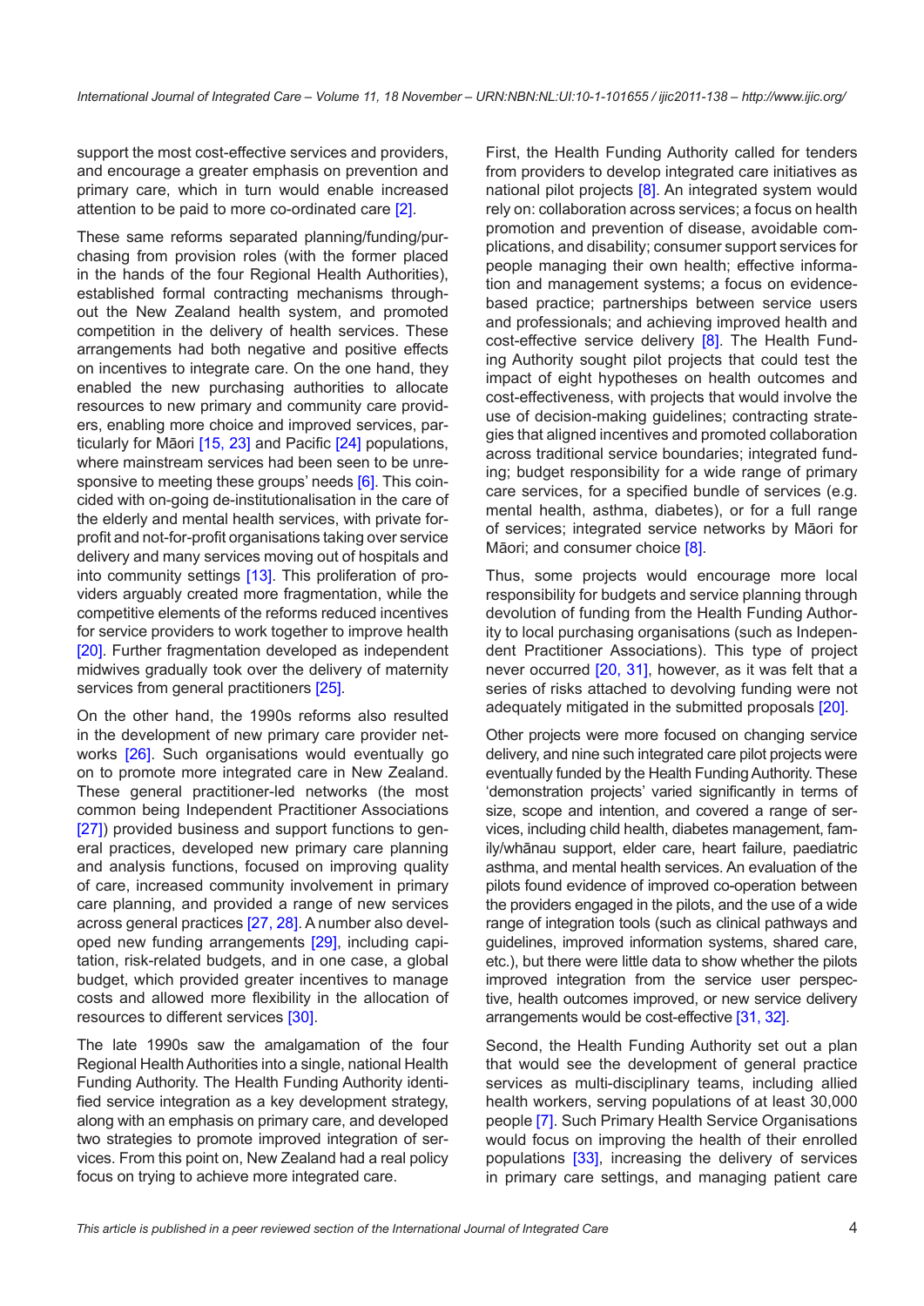support the most cost-effective services and providers, and encourage a greater emphasis on prevention and primary care, which in turn would enable increased attention to be paid to more co-ordinated care [2].

These same reforms separated planning/funding/purchasing from provision roles (with the former placed in the hands of the four Regional Health Authorities), established formal contracting mechanisms throughout the New Zealand health system, and promoted competition in the delivery of health services. These arrangements had both negative and positive effects on incentives to integrate care. On the one hand, they enabled the new purchasing authorities to allocate resources to new primary and community care providers, enabling more choice and improved services, particularly for Māori [15, 23] and Pacific [24] populations, where mainstream services had been seen to be unresponsive to meeting these groups' needs [6]. This coincided with on-going de-institutionalisation in the care of the elderly and mental health services, with private for-profit and not-for-profit organisations taking over service delivery and many services moving out of hospitals and into community settings [13]. This proliferation of providers arguably created more fragmentation, while the competitive elements of the reforms reduced incentives for service providers to work together to improve health [20]. Further fragmentation developed as independent midwives gradually took over the delivery of maternity services from general practitioners [25].

On the other hand, the 1990s reforms also resulted in the development of new primary care provider networks [26]. Such organisations would eventually go on to promote more integrated care in New Zealand. These general practitioner-led networks (the most common being Independent Practitioner Associations [27]) provided business and support functions to general practices, developed new primary care planning and analysis functions, focused on improving quality of care, increased community involvement in primary care planning, and provided a range of new services across general practices [27, 28]. A number also developed new funding arrangements [29], including capitation, risk-related budgets, and in one case, a global budget, which provided greater incentives to manage costs and allowed more flexibility in the allocation of resources to different services [30].

The late 1990s saw the amalgamation of the four Regional Health Authorities into a single, national Health Funding Authority. The Health Funding Authority identified service integration as a key development strategy, along with an emphasis on primary care, and developed two strategies to promote improved integration of services. From this point on, New Zealand had a real policy focus on trying to achieve more integrated care.

First, the Health Funding Authority called for tenders from providers to develop integrated care initiatives as national pilot projects [8]. An integrated system would rely on: collaboration across services; a focus on health promotion and prevention of disease, avoidable complications, and disability; consumer support services for people managing their own health; effective information and management systems; a focus on evidence-based practice; partnerships between service users and professionals; and achieving improved health and cost-effective service delivery [8]. The Health Funding Authority sought pilot projects that could test the impact of eight hypotheses on health outcomes and cost-effectiveness, with projects that would involve the use of decision-making guidelines; contracting strategies that aligned incentives and promoted collaboration across traditional service boundaries; integrated funding; budget responsibility for a wide range of primary care services, for a specified bundle of services (e.g. mental health, asthma, diabetes), or for a full range of services; integrated service networks by Māori for Māori; and consumer choice [8].

Thus, some projects would encourage more local responsibility for budgets and service planning through devolution of funding from the Health Funding Authority to local purchasing organisations (such as Independent Practitioner Associations). This type of project never occurred [20, 31], however, as it was felt that a series of risks attached to devolving funding were not adequately mitigated in the submitted proposals [20].

Other projects were more focused on changing service delivery, and nine such integrated care pilot projects were eventually funded by the Health Funding Authority. These 'demonstration projects' varied significantly in terms of size, scope and intention, and covered a range of services, including child health, diabetes management, family/whānau support, elder care, heart failure, paediatric asthma, and mental health services. An evaluation of the pilots found evidence of improved co-operation between the providers engaged in the pilots, and the use of a wide range of integration tools (such as clinical pathways and guidelines, improved information systems, shared care, etc.), but there were little data to show whether the pilots improved integration from the service user perspective, health outcomes improved, or new service delivery arrangements would be cost-effective [31, 32].

Second, the Health Funding Authority set out a plan that would see the development of general practice services as multi-disciplinary teams, including allied health workers, serving populations of at least 30,000 people [7]. Such Primary Health Service Organisations would focus on improving the health of their enrolled populations [33], increasing the delivery of services in primary care settings, and managing patient care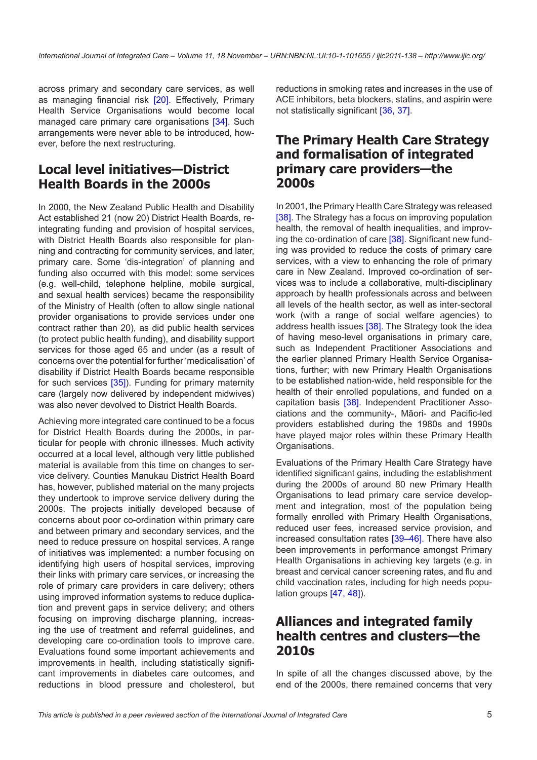across primary and secondary care services, as well as managing financial risk [20]. Effectively, Primary Health Service Organisations would become local managed care primary care organisations [34]. Such arrangements were never able to be introduced, however, before the next restructuring.

## Local level initiatives—District Health Boards in the 2000s

In 2000, the New Zealand Public Health and Disability Act established 21 (now 20) District Health Boards, re-integrating funding and provision of hospital services, with District Health Boards also responsible for planning and contracting for community services, and later, primary care. Some 'dis-integration' of planning and funding also occurred with this model: some services (e.g. well-child, telephone helpline, mobile surgical, and sexual health services) became the responsibility of the Ministry of Health (often to allow single national provider organisations to provide services under one contract rather than 20), as did public health services (to protect public health funding), and disability support services for those aged 65 and under (as a result of concerns over the potential for further 'medicalisation' of disability if District Health Boards became responsible for such services [35]). Funding for primary maternity care (largely now delivered by independent midwives) was also never devolved to District Health Boards.

Achieving more integrated care continued to be a focus for District Health Boards during the 2000s, in particular for people with chronic illnesses. Much activity occurred at a local level, although very little published material is available from this time on changes to service delivery. Counties Manukau District Health Board has, however, published material on the many projects they undertook to improve service delivery during the 2000s. The projects initially developed because of concerns about poor co-ordination within primary care and between primary and secondary services, and the need to reduce pressure on hospital services. A range of initiatives was implemented: a number focusing on identifying high users of hospital services, improving their links with primary care services, or increasing the role of primary care providers in care delivery; others using improved information systems to reduce duplication and prevent gaps in service delivery; and others focusing on improving discharge planning, increasing the use of treatment and referral guidelines, and developing care co-ordination tools to improve care. Evaluations found some important achievements and improvements in health, including statistically significant improvements in diabetes care outcomes, and reductions in blood pressure and cholesterol, but reductions in smoking rates and increases in the use of ACE inhibitors, beta blockers, statins, and aspirin were not statistically significant [36, 37].

## The Primary Health Care Strategy and formalisation of integrated primary care providers—the 2000s

In 2001, the Primary Health Care Strategy was released [38]. The Strategy has a focus on improving population health, the removal of health inequalities, and improving the co-ordination of care [38]. Significant new funding was provided to reduce the costs of primary care services, with a view to enhancing the role of primary care in New Zealand. Improved co-ordination of services was to include a collaborative, multi-disciplinary approach by health professionals across and between all levels of the health sector, as well as inter-sectoral work (with a range of social welfare agencies) to address health issues [38]. The Strategy took the idea of having meso-level organisations in primary care, such as Independent Practitioner Associations and the earlier planned Primary Health Service Organisations, further; with new Primary Health Organisations to be established nation-wide, held responsible for the health of their enrolled populations, and funded on a capitation basis [38]. Independent Practitioner Associations and the community-, Māori- and Pacific-led providers established during the 1980s and 1990s have played major roles within these Primary Health Organisations.

Evaluations of the Primary Health Care Strategy have identified significant gains, including the establishment during the 2000s of around 80 new Primary Health Organisations to lead primary care service development and integration, most of the population being formally enrolled with Primary Health Organisations, reduced user fees, increased service provision, and increased consultation rates [39–46]. There have also been improvements in performance amongst Primary Health Organisations in achieving key targets (e.g. in breast and cervical cancer screening rates, and flu and child vaccination rates, including for high needs population groups [47, 48]).

## Alliances and integrated family health centres and clusters—the 2010s

In spite of all the changes discussed above, by the end of the 2000s, there remained concerns that very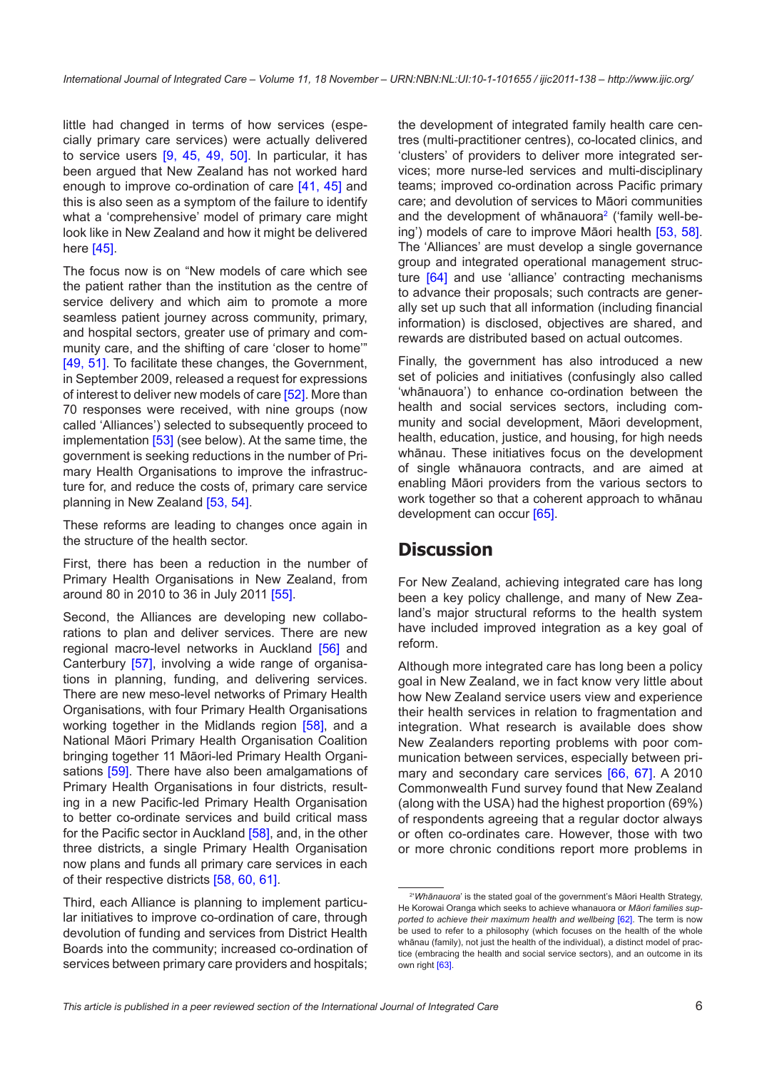little had changed in terms of how services (especially primary care services) were actually delivered to service users [9, 45, 49, 50]. In particular, it has been argued that New Zealand has not worked hard enough to improve co-ordination of care [41, 45] and this is also seen as a symptom of the failure to identify what a 'comprehensive' model of primary care might look like in New Zealand and how it might be delivered here [45].

The focus now is on "New models of care which see the patient rather than the institution as the centre of service delivery and which aim to promote a more seamless patient journey across community, primary, and hospital sectors, greater use of primary and community care, and the shifting of care 'closer to home'" [49, 51]. To facilitate these changes, the Government, in September 2009, released a request for expressions of interest to deliver new models of care [52]. More than 70 responses were received, with nine groups (now called 'Alliances') selected to subsequently proceed to implementation [53] (see below). At the same time, the government is seeking reductions in the number of Primary Health Organisations to improve the infrastructure for, and reduce the costs of, primary care service planning in New Zealand [53, 54].

These reforms are leading to changes once again in the structure of the health sector.

First, there has been a reduction in the number of Primary Health Organisations in New Zealand, from around 80 in 2010 to 36 in July 2011 [55].

Second, the Alliances are developing new collaborations to plan and deliver services. There are new regional macro-level networks in Auckland [56] and Canterbury [57], involving a wide range of organisations in planning, funding, and delivering services. There are new meso-level networks of Primary Health Organisations, with four Primary Health Organisations working together in the Midlands region [58], and a National Māori Primary Health Organisation Coalition bringing together 11 Māori-led Primary Health Organisations [59]. There have also been amalgamations of Primary Health Organisations in four districts, resulting in a new Pacific-led Primary Health Organisation to better co-ordinate services and build critical mass for the Pacific sector in Auckland [58], and, in the other three districts, a single Primary Health Organisation now plans and funds all primary care services in each of their respective districts [58, 60, 61].

Third, each Alliance is planning to implement particular initiatives to improve co-ordination of care, through devolution of funding and services from District Health Boards into the community; increased co-ordination of services between primary care providers and hospitals; the development of integrated family health care centres (multi-practitioner centres), co-located clinics, and 'clusters' of providers to deliver more integrated services; more nurse-led services and multi-disciplinary teams; improved co-ordination across Pacific primary care; and devolution of services to Māori communities and the development of whānauora[2] ('family well-being') models of care to improve Māori health [53, 58]. The 'Alliances' are must develop a single governance group and integrated operational management structure [64] and use 'alliance' contracting mechanisms to advance their proposals; such contracts are generally set up such that all information (including financial information) is disclosed, objectives are shared, and rewards are distributed based on actual outcomes.

Finally, the government has also introduced a new set of policies and initiatives (confusingly also called 'whānauora') to enhance co-ordination between the health and social services sectors, including community and social development, Māori development, health, education, justice, and housing, for high needs whānau. These initiatives focus on the development of single whānauora contracts, and are aimed at enabling Māori providers from the various sectors to work together so that a coherent approach to whānau development can occur [65].

## Discussion

For New Zealand, achieving integrated care has long been a key policy challenge, and many of New Zealand's major structural reforms to the health system have included improved integration as a key goal of reform.

Although more integrated care has long been a policy goal in New Zealand, we in fact know very little about how New Zealand service users view and experience their health services in relation to fragmentation and integration. What research is available does show New Zealanders reporting problems with poor communication between services, especially between primary and secondary care services [66, 67]. A 2010 Commonwealth Fund survey found that New Zealand (along with the USA) had the highest proportion (69%) of respondents agreeing that a regular doctor always or often co-ordinates care. However, those with two or more chronic conditions report more problems in

---

[2] '*Whānauora*' is the stated goal of the government's Māori Health Strategy, He Korowai Oranga which seeks to achieve whanauora or *Māori families supported to achieve their maximum health and wellbeing* [62]. The term is now be used to refer to a philosophy (which focuses on the health of the whole whānau (family), not just the health of the individual), a distinct model of practice (embracing the health and social service sectors), and an outcome in its own right [63].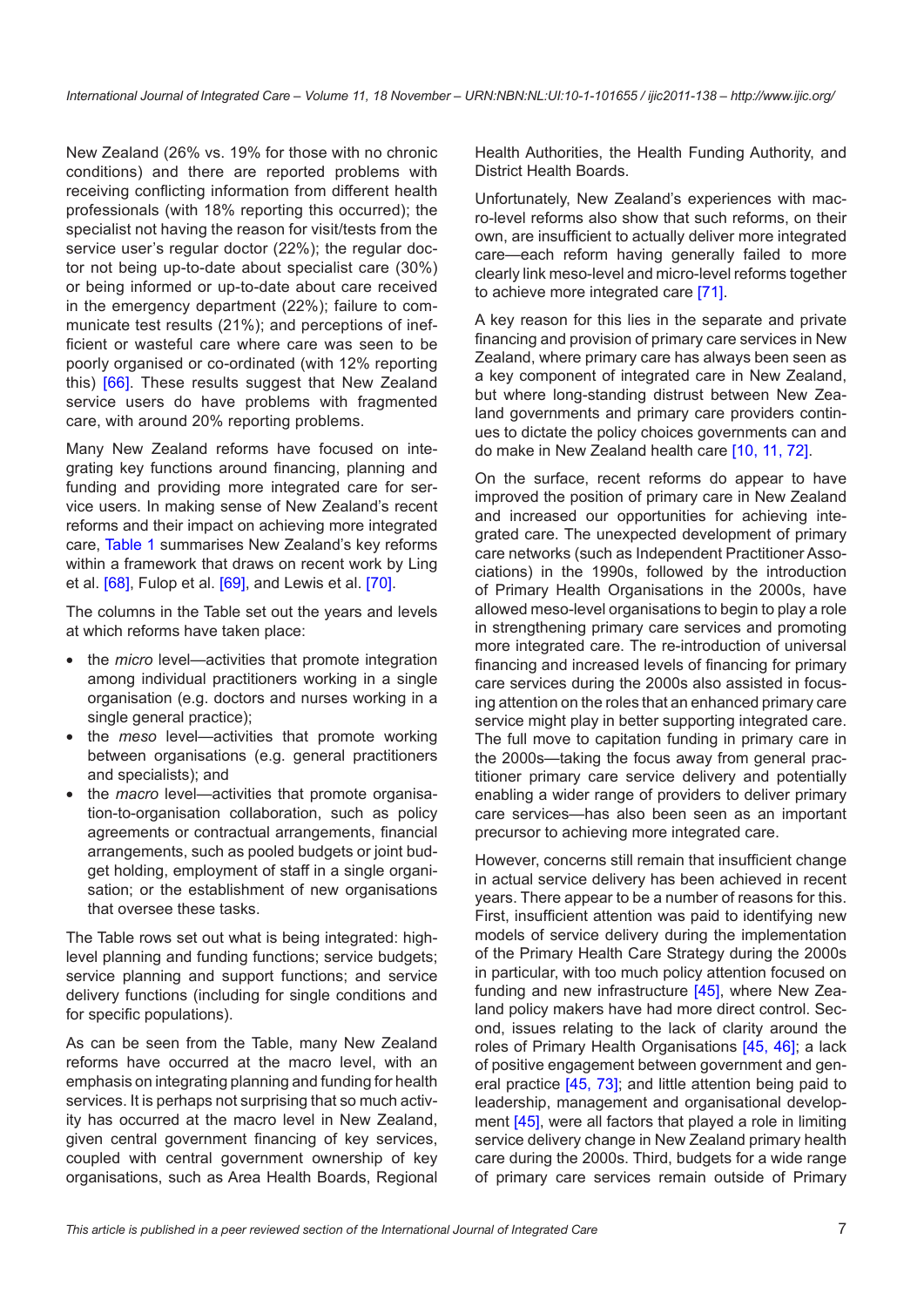New Zealand (26% vs. 19% for those with no chronic conditions) and there are reported problems with receiving conflicting information from different health professionals (with 18% reporting this occurred); the specialist not having the reason for visit/tests from the service user's regular doctor (22%); the regular doctor not being up-to-date about specialist care (30%) or being informed or up-to-date about care received in the emergency department (22%); failure to communicate test results (21%); and perceptions of inefficient or wasteful care where care was seen to be poorly organised or co-ordinated (with 12% reporting this) [66]. These results suggest that New Zealand service users do have problems with fragmented care, with around 20% reporting problems.

Many New Zealand reforms have focused on integrating key functions around financing, planning and funding and providing more integrated care for service users. In making sense of New Zealand's recent reforms and their impact on achieving more integrated care, Table 1 summarises New Zealand's key reforms within a framework that draws on recent work by Ling et al. [68], Fulop et al. [69], and Lewis et al. [70].

The columns in the Table set out the years and levels at which reforms have taken place:

- the *micro* level—activities that promote integration among individual practitioners working in a single organisation (e.g. doctors and nurses working in a single general practice);
- the *meso* level—activities that promote working between organisations (e.g. general practitioners and specialists); and
- the *macro* level—activities that promote organisation-to-organisation collaboration, such as policy agreements or contractual arrangements, financial arrangements, such as pooled budgets or joint budget holding, employment of staff in a single organisation; or the establishment of new organisations that oversee these tasks.

The Table rows set out what is being integrated: high-level planning and funding functions; service budgets; service planning and support functions; and service delivery functions (including for single conditions and for specific populations).

As can be seen from the Table, many New Zealand reforms have occurred at the macro level, with an emphasis on integrating planning and funding for health services. It is perhaps not surprising that so much activity has occurred at the macro level in New Zealand, given central government financing of key services, coupled with central government ownership of key organisations, such as Area Health Boards, Regional Health Authorities, the Health Funding Authority, and District Health Boards.

Unfortunately, New Zealand's experiences with macro-level reforms also show that such reforms, on their own, are insufficient to actually deliver more integrated care—each reform having generally failed to more clearly link meso-level and micro-level reforms together to achieve more integrated care [71].

A key reason for this lies in the separate and private financing and provision of primary care services in New Zealand, where primary care has always been seen as a key component of integrated care in New Zealand, but where long-standing distrust between New Zealand governments and primary care providers continues to dictate the policy choices governments can and do make in New Zealand health care [10, 11, 72].

On the surface, recent reforms do appear to have improved the position of primary care in New Zealand and increased our opportunities for achieving integrated care. The unexpected development of primary care networks (such as Independent Practitioner Associations) in the 1990s, followed by the introduction of Primary Health Organisations in the 2000s, have allowed meso-level organisations to begin to play a role in strengthening primary care services and promoting more integrated care. The re-introduction of universal financing and increased levels of financing for primary care services during the 2000s also assisted in focusing attention on the roles that an enhanced primary care service might play in better supporting integrated care. The full move to capitation funding in primary care in the 2000s—taking the focus away from general practitioner primary care service delivery and potentially enabling a wider range of providers to deliver primary care services—has also been seen as an important precursor to achieving more integrated care.

However, concerns still remain that insufficient change in actual service delivery has been achieved in recent years. There appear to be a number of reasons for this. First, insufficient attention was paid to identifying new models of service delivery during the implementation of the Primary Health Care Strategy during the 2000s in particular, with too much policy attention focused on funding and new infrastructure [45], where New Zealand policy makers have had more direct control. Second, issues relating to the lack of clarity around the roles of Primary Health Organisations [45, 46]; a lack of positive engagement between government and general practice [45, 73]; and little attention being paid to leadership, management and organisational development [45], were all factors that played a role in limiting service delivery change in New Zealand primary health care during the 2000s. Third, budgets for a wide range of primary care services remain outside of Primary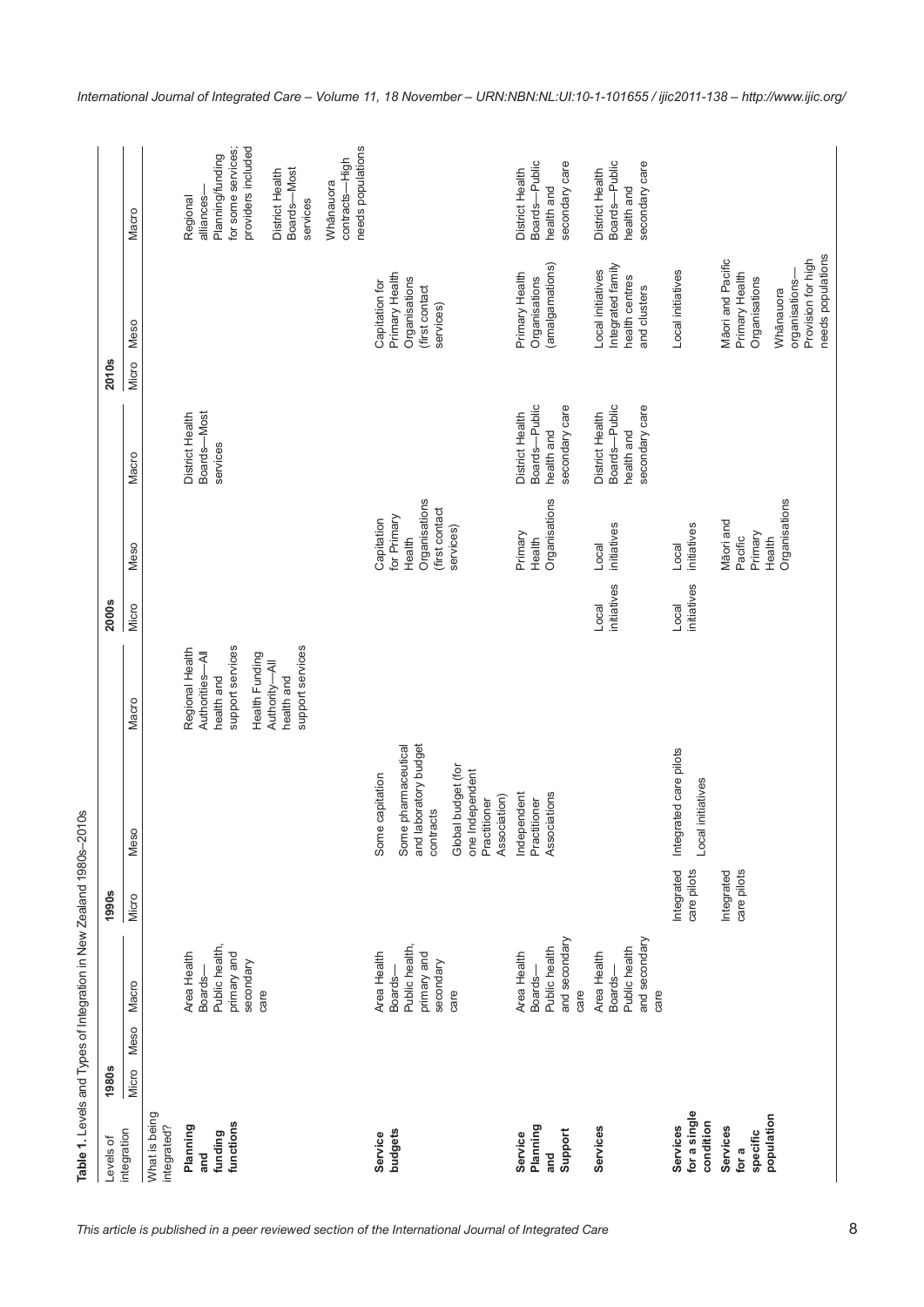**Table 1.** Levels and Types of Integration in New Zealand 1980s–2010s

| Levels of integration | 1980s | | | 1990s | | | 2000s | | | 2010s | | |
|---|---|---|---|---|---|---|---|---|---|---|---|---|
| What is being integrated? | Micro | Meso | Macro | Micro | Meso | Macro | Micro | Meso | Macro | Micro | Meso | Macro |
| **Planning and funding functions** | | | Area Health Boards—Public health, primary and secondary care | | | Regional Health Authorities—All health and support services<br>Health Funding Authority—All health and support services | | | District Health Boards—Most services | | | Regional alliances—Planning/funding for some services; providers included<br>District Health Boards—Most services<br>Whānauora contracts—High needs populations |
| **Service budgets** | | | Area Health Boards—Public health, primary and secondary care | | Some capitation<br>Some pharmaceutical and laboratory budget contracts<br>Global budget (for one Independent Practitioner Association) | | | Capitation for Primary Health Organisations (first contact services) | | | Capitation for Primary Health Organisations (first contact services) | |
| **Service Planning and Support** | | | Area Health Boards—Public health and secondary care | | Independent Practitioner Associations | | | Primary Health Organisations | District Health Boards—Public health and secondary care | | Primary Health Organisations (amalgamations) | District Health Boards—Public health and secondary care |
| **Services** | | | Area Health Boards—Public health and secondary care | | | | Local initiatives | Local initiatives | District Health Boards—Public health and secondary care | | Local initiatives Integrated family health centres and clusters | District Health Boards—Public health and secondary care |
| **Services for a single condition** | | | | Integrated care pilots | Integrated care pilots<br>Local initiatives | | Local initiatives | Local initiatives | | | Local initiatives | |
| **Services for a specific population** | | | | Integrated care pilots | | | | Māori and Pacific Primary Health Organisations | | | Māori and Pacific Primary Health Organisations<br>Whānauora organisations—Provision for high needs populations | |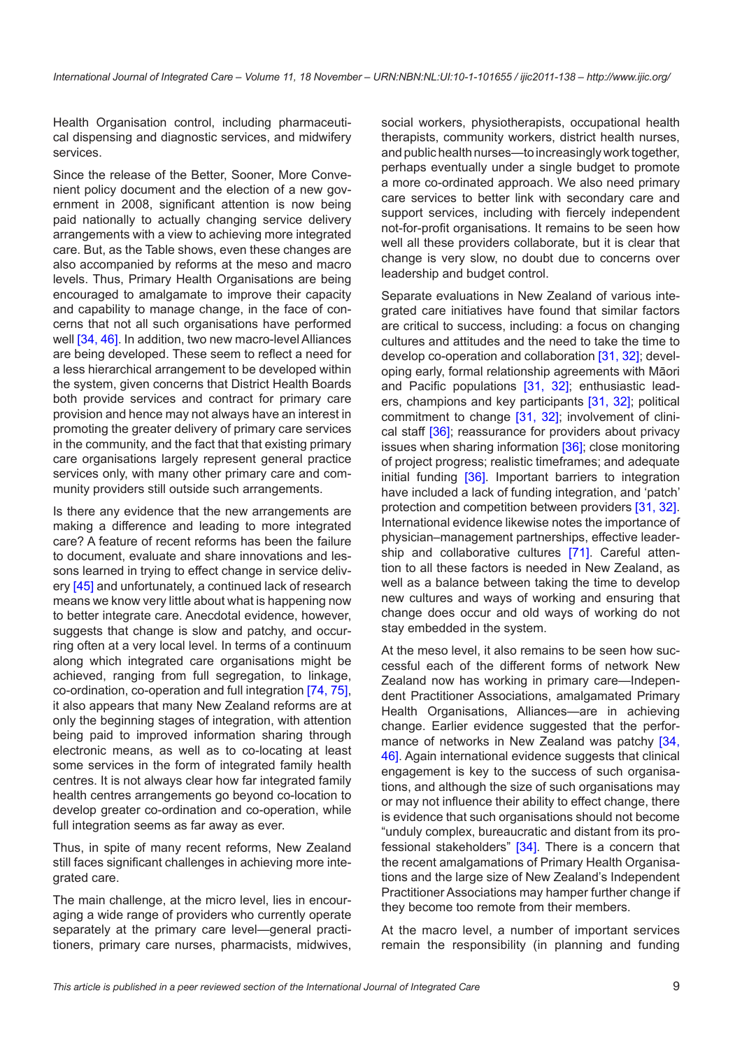Health Organisation control, including pharmaceutical dispensing and diagnostic services, and midwifery services.

Since the release of the Better, Sooner, More Convenient policy document and the election of a new government in 2008, significant attention is now being paid nationally to actually changing service delivery arrangements with a view to achieving more integrated care. But, as the Table shows, even these changes are also accompanied by reforms at the meso and macro levels. Thus, Primary Health Organisations are being encouraged to amalgamate to improve their capacity and capability to manage change, in the face of concerns that not all such organisations have performed well [34, 46]. In addition, two new macro-level Alliances are being developed. These seem to reflect a need for a less hierarchical arrangement to be developed within the system, given concerns that District Health Boards both provide services and contract for primary care provision and hence may not always have an interest in promoting the greater delivery of primary care services in the community, and the fact that that existing primary care organisations largely represent general practice services only, with many other primary care and community providers still outside such arrangements.

Is there any evidence that the new arrangements are making a difference and leading to more integrated care? A feature of recent reforms has been the failure to document, evaluate and share innovations and lessons learned in trying to effect change in service delivery [45] and unfortunately, a continued lack of research means we know very little about what is happening now to better integrate care. Anecdotal evidence, however, suggests that change is slow and patchy, and occurring often at a very local level. In terms of a continuum along which integrated care organisations might be achieved, ranging from full segregation, to linkage, co-ordination, co-operation and full integration [74, 75], it also appears that many New Zealand reforms are at only the beginning stages of integration, with attention being paid to improved information sharing through electronic means, as well as to co-locating at least some services in the form of integrated family health centres. It is not always clear how far integrated family health centres arrangements go beyond co-location to develop greater co-ordination and co-operation, while full integration seems as far away as ever.

Thus, in spite of many recent reforms, New Zealand still faces significant challenges in achieving more integrated care.

The main challenge, at the micro level, lies in encouraging a wide range of providers who currently operate separately at the primary care level—general practitioners, primary care nurses, pharmacists, midwives, social workers, physiotherapists, occupational health therapists, community workers, district health nurses, and public health nurses—to increasingly work together, perhaps eventually under a single budget to promote a more co-ordinated approach. We also need primary care services to better link with secondary care and support services, including with fiercely independent not-for-profit organisations. It remains to be seen how well all these providers collaborate, but it is clear that change is very slow, no doubt due to concerns over leadership and budget control.

Separate evaluations in New Zealand of various integrated care initiatives have found that similar factors are critical to success, including: a focus on changing cultures and attitudes and the need to take the time to develop co-operation and collaboration [31, 32]; developing early, formal relationship agreements with Māori and Pacific populations [31, 32]; enthusiastic leaders, champions and key participants [31, 32]; political commitment to change [31, 32]; involvement of clinical staff [36]; reassurance for providers about privacy issues when sharing information [36]; close monitoring of project progress; realistic timeframes; and adequate initial funding [36]. Important barriers to integration have included a lack of funding integration, and 'patch' protection and competition between providers [31, 32]. International evidence likewise notes the importance of physician–management partnerships, effective leadership and collaborative cultures [71]. Careful attention to all these factors is needed in New Zealand, as well as a balance between taking the time to develop new cultures and ways of working and ensuring that change does occur and old ways of working do not stay embedded in the system.

At the meso level, it also remains to be seen how successful each of the different forms of network New Zealand now has working in primary care—Independent Practitioner Associations, amalgamated Primary Health Organisations, Alliances—are in achieving change. Earlier evidence suggested that the performance of networks in New Zealand was patchy [34, 46]. Again international evidence suggests that clinical engagement is key to the success of such organisations, and although the size of such organisations may or may not influence their ability to effect change, there is evidence that such organisations should not become "unduly complex, bureaucratic and distant from its professional stakeholders" [34]. There is a concern that the recent amalgamations of Primary Health Organisations and the large size of New Zealand's Independent Practitioner Associations may hamper further change if they become too remote from their members.

At the macro level, a number of important services remain the responsibility (in planning and funding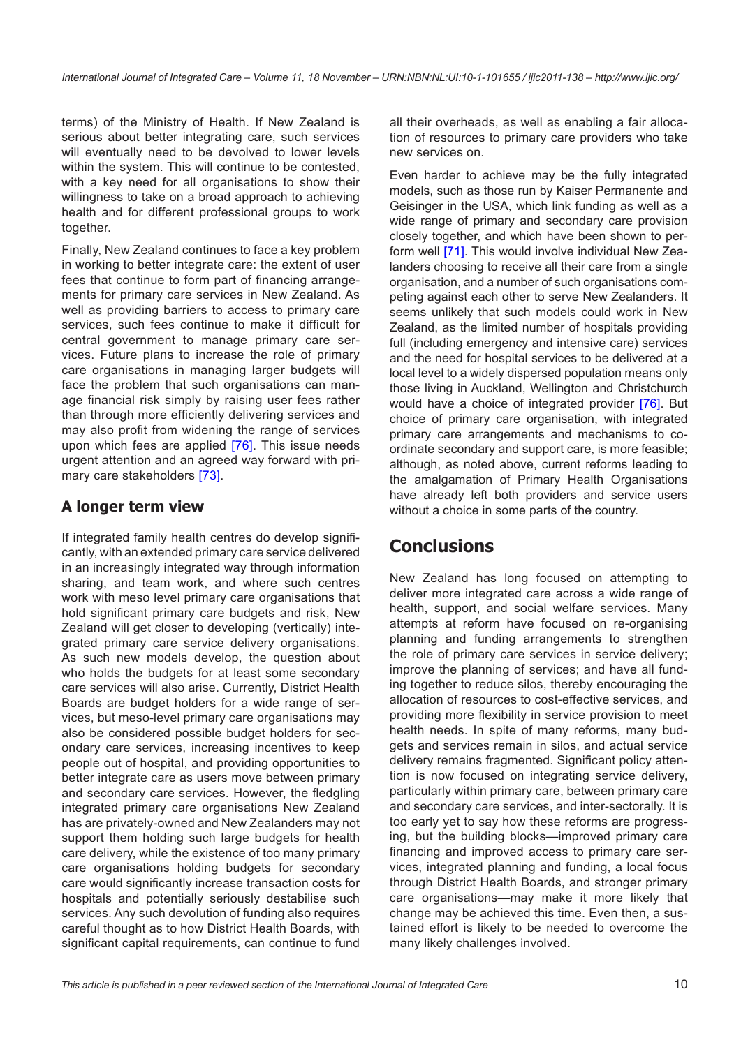terms) of the Ministry of Health. If New Zealand is serious about better integrating care, such services will eventually need to be devolved to lower levels within the system. This will continue to be contested, with a key need for all organisations to show their willingness to take on a broad approach to achieving health and for different professional groups to work together.

Finally, New Zealand continues to face a key problem in working to better integrate care: the extent of user fees that continue to form part of financing arrangements for primary care services in New Zealand. As well as providing barriers to access to primary care services, such fees continue to make it difficult for central government to manage primary care services. Future plans to increase the role of primary care organisations in managing larger budgets will face the problem that such organisations can manage financial risk simply by raising user fees rather than through more efficiently delivering services and may also profit from widening the range of services upon which fees are applied [76]. This issue needs urgent attention and an agreed way forward with primary care stakeholders [73].

## A longer term view

If integrated family health centres do develop significantly, with an extended primary care service delivered in an increasingly integrated way through information sharing, and team work, and where such centres work with meso level primary care organisations that hold significant primary care budgets and risk, New Zealand will get closer to developing (vertically) integrated primary care service delivery organisations. As such new models develop, the question about who holds the budgets for at least some secondary care services will also arise. Currently, District Health Boards are budget holders for a wide range of services, but meso-level primary care organisations may also be considered possible budget holders for secondary care services, increasing incentives to keep people out of hospital, and providing opportunities to better integrate care as users move between primary and secondary care services. However, the fledgling integrated primary care organisations New Zealand has are privately-owned and New Zealanders may not support them holding such large budgets for health care delivery, while the existence of too many primary care organisations holding budgets for secondary care would significantly increase transaction costs for hospitals and potentially seriously destabilise such services. Any such devolution of funding also requires careful thought as to how District Health Boards, with significant capital requirements, can continue to fund all their overheads, as well as enabling a fair allocation of resources to primary care providers who take new services on.

Even harder to achieve may be the fully integrated models, such as those run by Kaiser Permanente and Geisinger in the USA, which link funding as well as a wide range of primary and secondary care provision closely together, and which have been shown to perform well [71]. This would involve individual New Zealanders choosing to receive all their care from a single organisation, and a number of such organisations competing against each other to serve New Zealanders. It seems unlikely that such models could work in New Zealand, as the limited number of hospitals providing full (including emergency and intensive care) services and the need for hospital services to be delivered at a local level to a widely dispersed population means only those living in Auckland, Wellington and Christchurch would have a choice of integrated provider [76]. But choice of primary care organisation, with integrated primary care arrangements and mechanisms to co-ordinate secondary and support care, is more feasible; although, as noted above, current reforms leading to the amalgamation of Primary Health Organisations have already left both providers and service users without a choice in some parts of the country.

# Conclusions

New Zealand has long focused on attempting to deliver more integrated care across a wide range of health, support, and social welfare services. Many attempts at reform have focused on re-organising planning and funding arrangements to strengthen the role of primary care services in service delivery; improve the planning of services; and have all funding together to reduce silos, thereby encouraging the allocation of resources to cost-effective services, and providing more flexibility in service provision to meet health needs. In spite of many reforms, many budgets and services remain in silos, and actual service delivery remains fragmented. Significant policy attention is now focused on integrating service delivery, particularly within primary care, between primary care and secondary care services, and inter-sectorally. It is too early yet to say how these reforms are progressing, but the building blocks—improved primary care financing and improved access to primary care services, integrated planning and funding, a local focus through District Health Boards, and stronger primary care organisations—may make it more likely that change may be achieved this time. Even then, a sustained effort is likely to be needed to overcome the many likely challenges involved.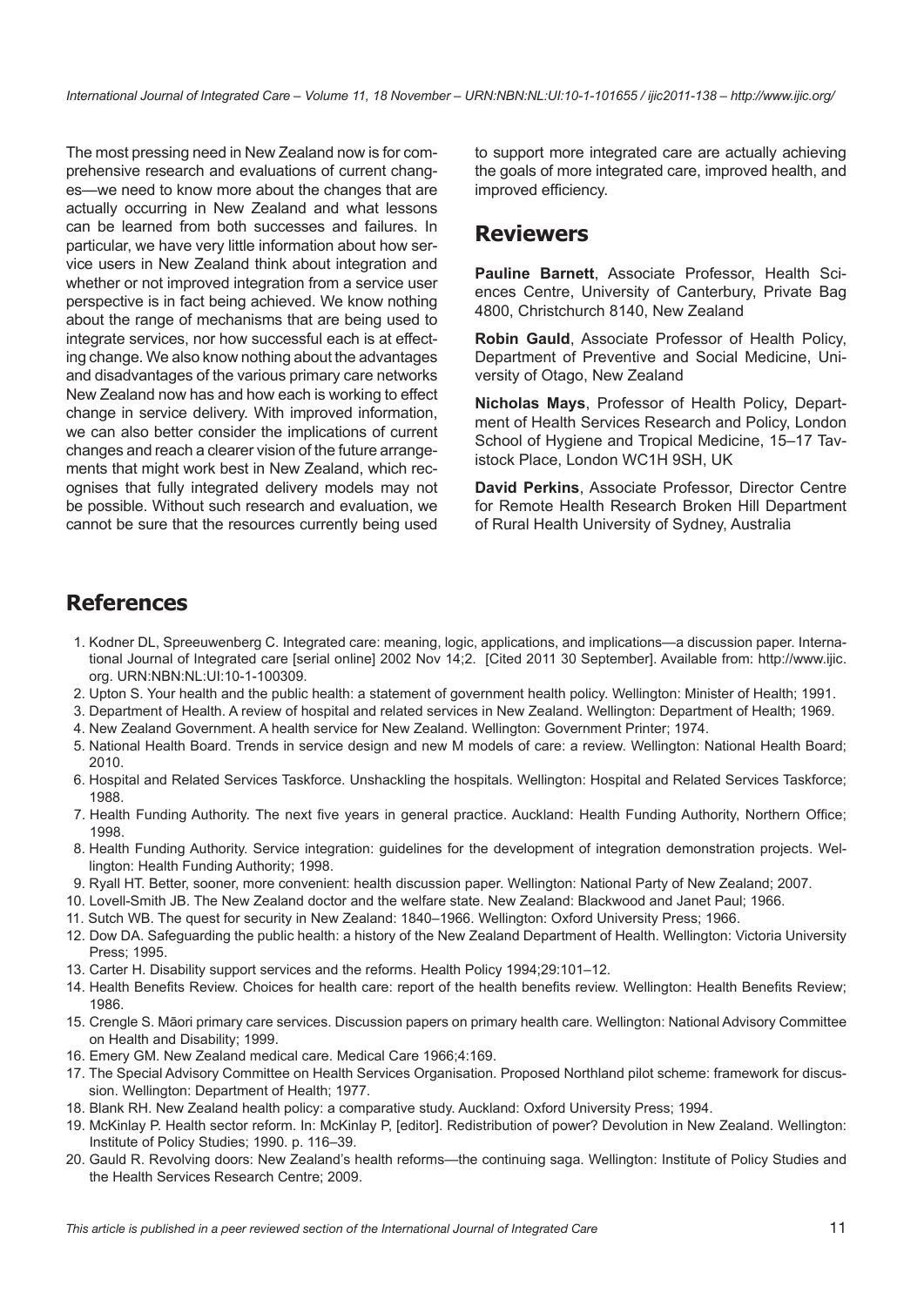The most pressing need in New Zealand now is for comprehensive research and evaluations of current changes—we need to know more about the changes that are actually occurring in New Zealand and what lessons can be learned from both successes and failures. In particular, we have very little information about how service users in New Zealand think about integration and whether or not improved integration from a service user perspective is in fact being achieved. We know nothing about the range of mechanisms that are being used to integrate services, nor how successful each is at effecting change. We also know nothing about the advantages and disadvantages of the various primary care networks New Zealand now has and how each is working to effect change in service delivery. With improved information, we can also better consider the implications of current changes and reach a clearer vision of the future arrangements that might work best in New Zealand, which recognises that fully integrated delivery models may not be possible. Without such research and evaluation, we cannot be sure that the resources currently being used to support more integrated care are actually achieving the goals of more integrated care, improved health, and improved efficiency.

## Reviewers

**Pauline Barnett**, Associate Professor, Health Sciences Centre, University of Canterbury, Private Bag 4800, Christchurch 8140, New Zealand

**Robin Gauld**, Associate Professor of Health Policy, Department of Preventive and Social Medicine, University of Otago, New Zealand

**Nicholas Mays**, Professor of Health Policy, Department of Health Services Research and Policy, London School of Hygiene and Tropical Medicine, 15–17 Tavistock Place, London WC1H 9SH, UK

**David Perkins**, Associate Professor, Director Centre for Remote Health Research Broken Hill Department of Rural Health University of Sydney, Australia

## References

1. Kodner DL, Spreeuwenberg C. Integrated care: meaning, logic, applications, and implications—a discussion paper. International Journal of Integrated care [serial online] 2002 Nov 14;2. [Cited 2011 30 September]. Available from: http://www.ijic.org. URN:NBN:NL:UI:10-1-100309.
2. Upton S. Your health and the public health: a statement of government health policy. Wellington: Minister of Health; 1991.
3. Department of Health. A review of hospital and related services in New Zealand. Wellington: Department of Health; 1969.
4. New Zealand Government. A health service for New Zealand. Wellington: Government Printer; 1974.
5. National Health Board. Trends in service design and new M models of care: a review. Wellington: National Health Board; 2010.
6. Hospital and Related Services Taskforce. Unshackling the hospitals. Wellington: Hospital and Related Services Taskforce; 1988.
7. Health Funding Authority. The next five years in general practice. Auckland: Health Funding Authority, Northern Office; 1998.
8. Health Funding Authority. Service integration: guidelines for the development of integration demonstration projects. Wellington: Health Funding Authority; 1998.
9. Ryall HT. Better, sooner, more convenient: health discussion paper. Wellington: National Party of New Zealand; 2007.
10. Lovell-Smith JB. The New Zealand doctor and the welfare state. New Zealand: Blackwood and Janet Paul; 1966.
11. Sutch WB. The quest for security in New Zealand: 1840–1966. Wellington: Oxford University Press; 1966.
12. Dow DA. Safeguarding the public health: a history of the New Zealand Department of Health. Wellington: Victoria University Press; 1995.
13. Carter H. Disability support services and the reforms. Health Policy 1994;29:101–12.
14. Health Benefits Review. Choices for health care: report of the health benefits review. Wellington: Health Benefits Review; 1986.
15. Crengle S. Māori primary care services. Discussion papers on primary health care. Wellington: National Advisory Committee on Health and Disability; 1999.
16. Emery GM. New Zealand medical care. Medical Care 1966;4:169.
17. The Special Advisory Committee on Health Services Organisation. Proposed Northland pilot scheme: framework for discussion. Wellington: Department of Health; 1977.
18. Blank RH. New Zealand health policy: a comparative study. Auckland: Oxford University Press; 1994.
19. McKinlay P. Health sector reform. In: McKinlay P, [editor]. Redistribution of power? Devolution in New Zealand. Wellington: Institute of Policy Studies; 1990. p. 116–39.
20. Gauld R. Revolving doors: New Zealand's health reforms—the continuing saga. Wellington: Institute of Policy Studies and the Health Services Research Centre; 2009.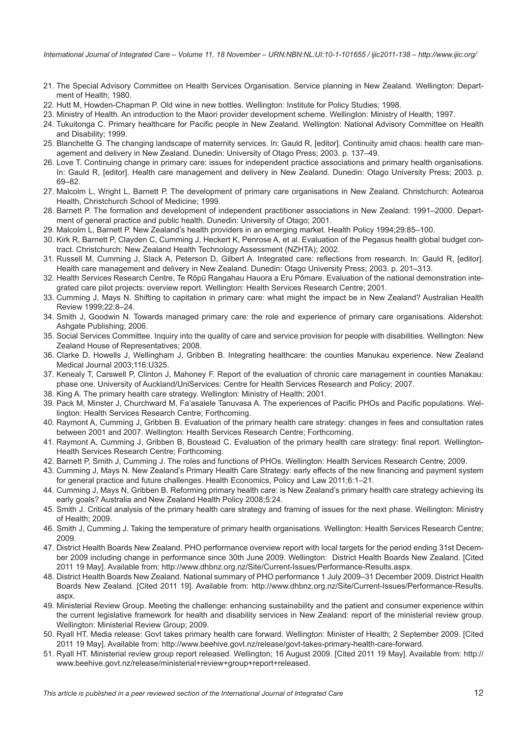21. The Special Advisory Committee on Health Services Organisation. Service planning in New Zealand. Wellington: Department of Health; 1980.
22. Hutt M, Howden-Chapman P. Old wine in new bottles. Wellington: Institute for Policy Studies; 1998.
23. Ministry of Health. An introduction to the Maori provider development scheme. Wellington: Ministry of Health; 1997.
24. Tukuitonga C. Primary healthcare for Pacific people in New Zealand. Wellington: National Advisory Committee on Health and Disability; 1999.
25. Blanchette G. The changing landscape of maternity services. In: Gauld R, [editor]. Continuity amid chaos: health care management and delivery in New Zealand. Dunedin: University of Otago Press; 2003. p. 137–49.
26. Love T. Continuing change in primary care: issues for independent practice associations and primary health organisations. In: Gauld R, [editor]. Health care management and delivery in New Zealand. Dunedin: Otago University Press; 2003. p. 69–82.
27. Malcolm L, Wright L, Barnett P. The development of primary care organisations in New Zealand. Christchurch: Aotearoa Health, Christchurch School of Medicine; 1999.
28. Barnett P. The formation and development of independent practitioner associations in New Zealand: 1991–2000. Department of general practice and public health. Dunedin: University of Otago; 2001.
29. Malcolm L, Barnett P. New Zealand's health providers in an emerging market. Health Policy 1994;29:85–100.
30. Kirk R, Barnett P, Clayden C, Cumming J, Heckert K, Penrose A, et al. Evaluation of the Pegasus health global budget contract. Christchurch: New Zealand Health Technology Assessment (NZHTA); 2002.
31. Russell M, Cumming J, Slack A, Peterson D, Gilbert A. Integrated care: reflections from research. In: Gauld R, [editor]. Health care management and delivery in New Zealand. Dunedin: Otago University Press; 2003. p. 201–313.
32. Health Services Research Centre, Te Rōpū Rangahau Hauora a Eru Pōmare. Evaluation of the national demonstration integrated care pilot projects: overview report. Wellington: Health Services Research Centre; 2001.
33. Cumming J, Mays N. Shifting to capitation in primary care: what might the impact be in New Zealand? Australian Health Review 1999;22:8–24.
34. Smith J, Goodwin N. Towards managed primary care: the role and experience of primary care organisations. Aldershot: Ashgate Publishing; 2006.
35. Social Services Committee. Inquiry into the quality of care and service provision for people with disabilities. Wellington: New Zealand House of Representatives; 2008.
36. Clarke D, Howells J, Wellingham J, Gribben B. Integrating healthcare: the counties Manukau experience. New Zealand Medical Journal 2003;116:U325.
37. Kenealy T, Carswell P, Clinton J, Mahoney F. Report of the evaluation of chronic care management in counties Manakau: phase one. University of Auckland/UniServices: Centre for Health Services Research and Policy; 2007.
38. King A. The primary health care strategy. Wellington: Ministry of Health; 2001.
39. Pack M, Minster J, Churchward M, Fa'asalele Tanuvasa A. The experiences of Pacific PHOs and Pacific populations. Wellington: Health Services Research Centre; Forthcoming.
40. Raymont A, Cumming J, Gribben B. Evaluation of the primary health care strategy: changes in fees and consultation rates between 2001 and 2007. Wellington: Health Services Research Centre; Forthcoming.
41. Raymont A, Cumming J, Gribben B, Boustead C. Evaluation of the primary health care strategy: final report. Wellington-Health Services Research Centre; Forthcoming.
42. Barnett P, Smith J, Cumming J. The roles and functions of PHOs. Wellington: Health Services Research Centre; 2009.
43. Cumming J, Mays N. New Zealand's Primary Health Care Strategy: early effects of the new financing and payment system for general practice and future challenges. Health Economics, Policy and Law 2011;6:1–21.
44. Cumming J, Mays N, Gribben B. Reforming primary health care: is New Zealand's primary health care strategy achieving its early goals? Australia and New Zealand Health Policy 2008;5:24.
45. Smith J. Critical analysis of the primary health care strategy and framing of issues for the next phase. Wellington: Ministry of Health; 2009.
46. Smith J, Cumming J. Taking the temperature of primary health organisations. Wellington: Health Services Research Centre; 2009.
47. District Health Boards New Zealand. PHO performance overview report with local targets for the period ending 31st December 2009 including change in performance since 30th June 2009. Wellington: District Health Boards New Zealand. [Cited 2011 19 May]. Available from: http://www.dhbnz.org.nz/Site/Current-Issues/Performance-Results.aspx.
48. District Health Boards New Zealand. National summary of PHO performance 1 July 2009–31 December 2009. District Health Boards New Zealand. [Cited 2011 19]. Available from: http://www.dhbnz.org.nz/Site/Current-Issues/Performance-Results.aspx.
49. Ministerial Review Group. Meeting the challenge: enhancing sustainability and the patient and consumer experience within the current legislative framework for health and disability services in New Zealand: report of the ministerial review group. Wellington: Ministerial Review Group; 2009.
50. Ryall HT. Media release: Govt takes primary health care forward. Wellington: Minister of Health; 2 September 2009. [Cited 2011 19 May]. Available from: http://www.beehive.govt.nz/release/govt-takes-primary-health-care-forward.
51. Ryall HT. Ministerial review group report released. Wellington; 16 August 2009. [Cited 2011 19 May]. Available from: http://www.beehive.govt.nz/release/ministerial+review+group+report+released.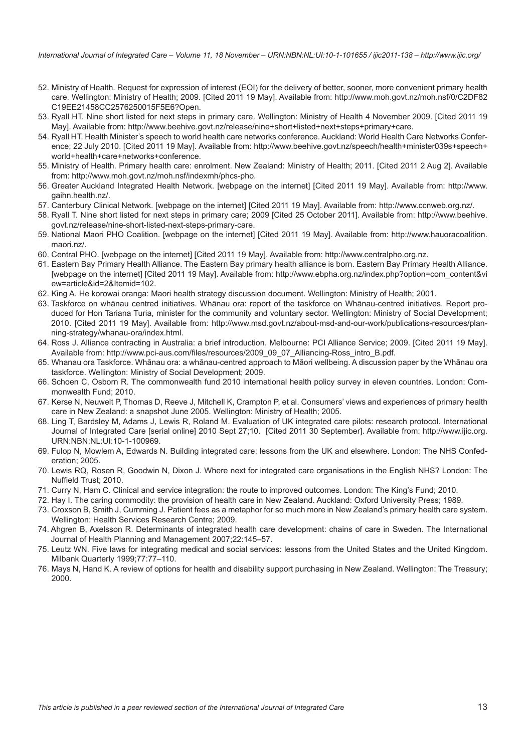52. Ministry of Health. Request for expression of interest (EOI) for the delivery of better, sooner, more convenient primary health care. Wellington: Ministry of Health; 2009. [Cited 2011 19 May]. Available from: http://www.moh.govt.nz/moh.nsf/0/C2DF82C19EE21458CC2576250015F5E6?Open.
53. Ryall HT. Nine short listed for next steps in primary care. Wellington: Ministry of Health 4 November 2009. [Cited 2011 19 May]. Available from: http://www.beehive.govt.nz/release/nine+short+listed+next+steps+primary+care.
54. Ryall HT. Health Minister's speech to world health care networks conference. Auckland: World Health Care Networks Conference; 22 July 2010. [Cited 2011 19 May]. Available from: http://www.beehive.govt.nz/speech/health+minister039s+speech+world+health+care+networks+conference.
55. Ministry of Health. Primary health care: enrolment. New Zealand: Ministry of Health; 2011. [Cited 2011 2 Aug 2]. Available from: http://www.moh.govt.nz/moh.nsf/indexmh/phcs-pho.
56. Greater Auckland Integrated Health Network. [webpage on the internet] [Cited 2011 19 May]. Available from: http://www.gaihn.health.nz/.
57. Canterbury Clinical Network. [webpage on the internet] [Cited 2011 19 May]. Available from: http://www.ccnweb.org.nz/.
58. Ryall T. Nine short listed for next steps in primary care; 2009 [Cited 25 October 2011]. Available from: http://www.beehive.govt.nz/release/nine-short-listed-next-steps-primary-care.
59. National Maori PHO Coalition. [webpage on the internet] [Cited 2011 19 May]. Available from: http://www.hauoracoalition.maori.nz/.
60. Central PHO. [webpage on the internet] [Cited 2011 19 May]. Available from: http://www.centralpho.org.nz.
61. Eastern Bay Primary Health Alliance. The Eastern Bay primary health alliance is born. Eastern Bay Primary Health Alliance. [webpage on the internet] [Cited 2011 19 May]. Available from: http://www.ebpha.org.nz/index.php?option=com_content&view=article&id=2&Itemid=102.
62. King A. He korowai oranga: Maori health strategy discussion document. Wellington: Ministry of Health; 2001.
63. Taskforce on whānau centred initiatives. Whānau ora: report of the taskforce on Whānau-centred initiatives. Report produced for Hon Tariana Turia, minister for the community and voluntary sector. Wellington: Ministry of Social Development; 2010. [Cited 2011 19 May]. Available from: http://www.msd.govt.nz/about-msd-and-our-work/publications-resources/planning-strategy/whanau-ora/index.html.
64. Ross J. Alliance contracting in Australia: a brief introduction. Melbourne: PCI Alliance Service; 2009. [Cited 2011 19 May]. Available from: http://www.pci-aus.com/files/resources/2009_09_07_Alliancing-Ross_intro_B.pdf.
65. Whanau ora Taskforce. Whānau ora: a whānau-centred approach to Māori wellbeing. A discussion paper by the Whānau ora taskforce. Wellington: Ministry of Social Development; 2009.
66. Schoen C, Osborn R. The commonwealth fund 2010 international health policy survey in eleven countries. London: Commonwealth Fund; 2010.
67. Kerse N, Neuwelt P, Thomas D, Reeve J, Mitchell K, Crampton P, et al. Consumers' views and experiences of primary health care in New Zealand: a snapshot June 2005. Wellington: Ministry of Health; 2005.
68. Ling T, Bardsley M, Adams J, Lewis R, Roland M. Evaluation of UK integrated care pilots: research protocol. International Journal of Integrated Care [serial online] 2010 Sept 27;10. [Cited 2011 30 September]. Available from: http://www.ijic.org. URN:NBN:NL:UI:10-1-100969.
69. Fulop N, Mowlem A, Edwards N. Building integrated care: lessons from the UK and elsewhere. London: The NHS Confederation; 2005.
70. Lewis RQ, Rosen R, Goodwin N, Dixon J. Where next for integrated care organisations in the English NHS? London: The Nuffield Trust; 2010.
71. Curry N, Ham C. Clinical and service integration: the route to improved outcomes. London: The King's Fund; 2010.
72. Hay I. The caring commodity: the provision of health care in New Zealand. Auckland: Oxford University Press; 1989.
73. Croxson B, Smith J, Cumming J. Patient fees as a metaphor for so much more in New Zealand's primary health care system. Wellington: Health Services Research Centre; 2009.
74. Ahgren B, Axelsson R. Determinants of integrated health care development: chains of care in Sweden. The International Journal of Health Planning and Management 2007;22:145–57.
75. Leutz WN. Five laws for integrating medical and social services: lessons from the United States and the United Kingdom. Milbank Quarterly 1999;77:77–110.
76. Mays N, Hand K. A review of options for health and disability support purchasing in New Zealand. Wellington: The Treasury; 2000.